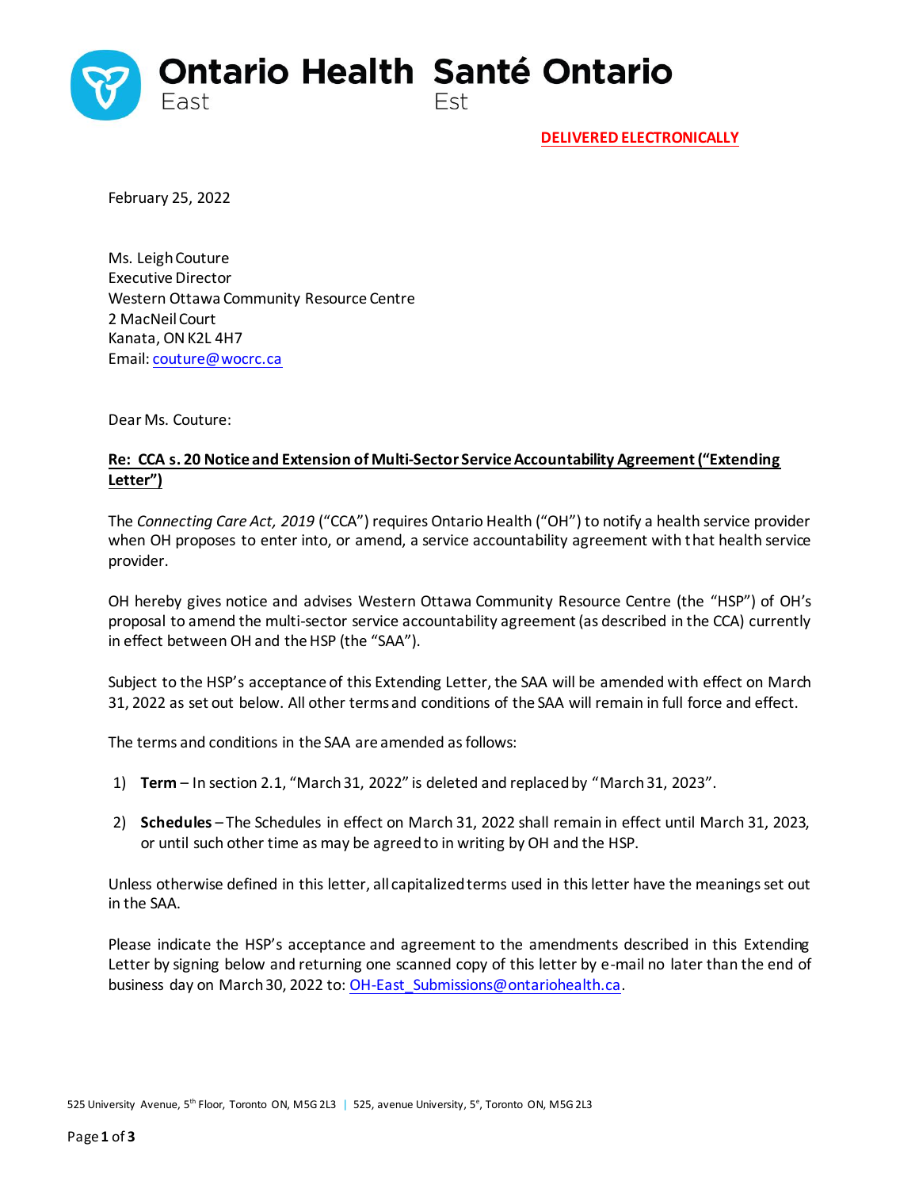Ontario Health East | Santé Ontario Est

**DELIVERED ELECTRONICALLY**

February 25, 2022

Ms. Leigh Couture
Executive Director
Western Ottawa Community Resource Centre
2 MacNeil Court
Kanata, ON K2L 4H7
Email: couture@wocrc.ca

Dear Ms. Couture:

**Re: CCA s. 20 Notice and Extension of Multi-Sector Service Accountability Agreement ("Extending Letter")**

The *Connecting Care Act, 2019* ("CCA") requires Ontario Health ("OH") to notify a health service provider when OH proposes to enter into, or amend, a service accountability agreement with that health service provider.

OH hereby gives notice and advises Western Ottawa Community Resource Centre (the "HSP") of OH's proposal to amend the multi-sector service accountability agreement (as described in the CCA) currently in effect between OH and the HSP (the "SAA").

Subject to the HSP's acceptance of this Extending Letter, the SAA will be amended with effect on March 31, 2022 as set out below. All other terms and conditions of the SAA will remain in full force and effect.

The terms and conditions in the SAA are amended as follows:

1) **Term** – In section 2.1, "March 31, 2022" is deleted and replaced by "March 31, 2023".

2) **Schedules** – The Schedules in effect on March 31, 2022 shall remain in effect until March 31, 2023, or until such other time as may be agreed to in writing by OH and the HSP.

Unless otherwise defined in this letter, all capitalized terms used in this letter have the meanings set out in the SAA.

Please indicate the HSP's acceptance and agreement to the amendments described in this Extending Letter by signing below and returning one scanned copy of this letter by e-mail no later than the end of business day on March 30, 2022 to: OH-East_Submissions@ontariohealth.ca.

525 University Avenue, 5th Floor, Toronto ON, M5G 2L3 | 525, avenue University, 5e, Toronto ON, M5G 2L3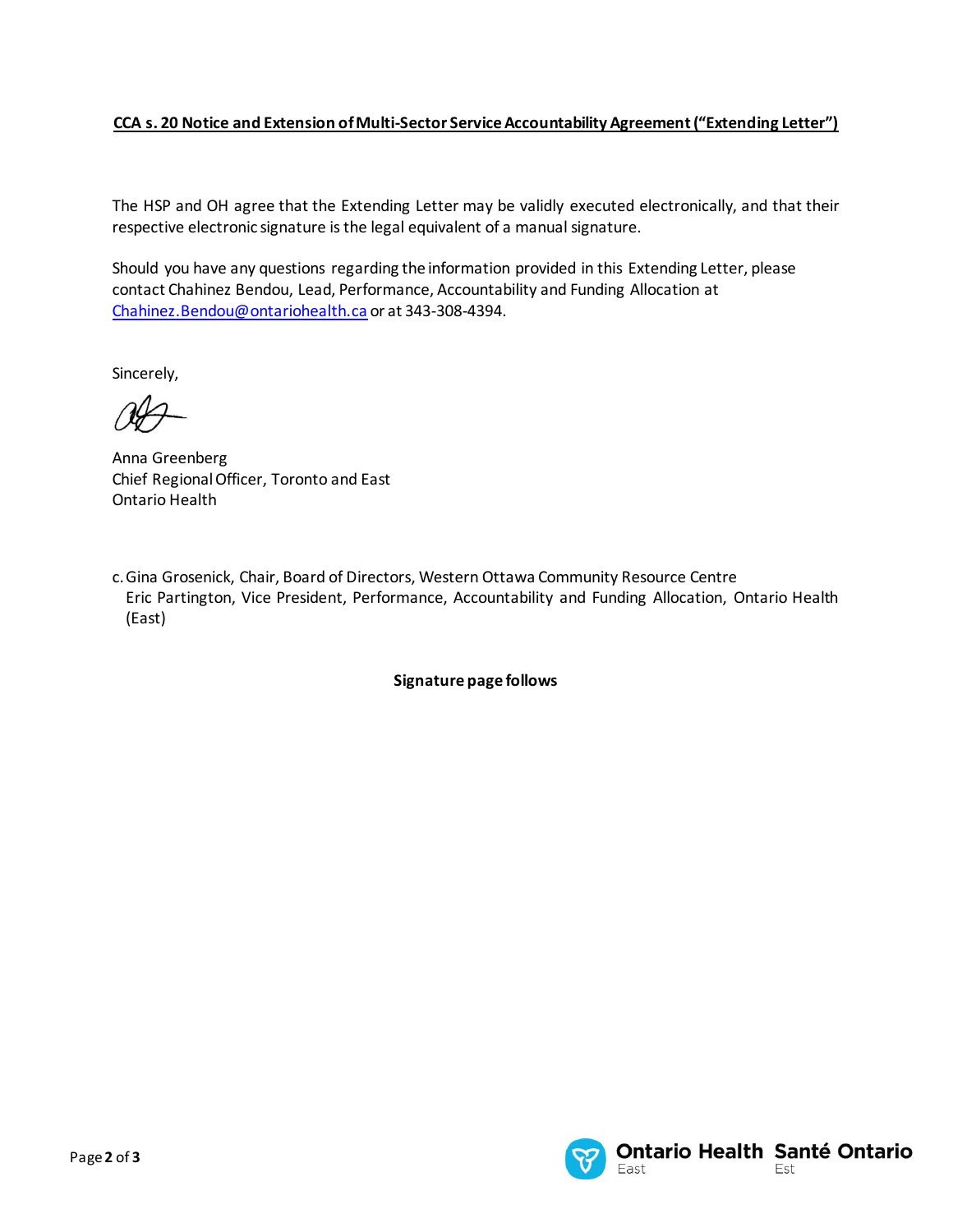**CCA s. 20 Notice and Extension of Multi-Sector Service Accountability Agreement ("Extending Letter")**

The HSP and OH agree that the Extending Letter may be validly executed electronically, and that their respective electronic signature is the legal equivalent of a manual signature.

Should you have any questions regarding the information provided in this Extending Letter, please contact Chahinez Bendou, Lead, Performance, Accountability and Funding Allocation at Chahinez.Bendou@ontariohealth.ca or at 343-308-4394.

Sincerely,

Anna Greenberg
Chief Regional Officer, Toronto and East
Ontario Health

c. Gina Grosenick, Chair, Board of Directors, Western Ottawa Community Resource Centre
Eric Partington, Vice President, Performance, Accountability and Funding Allocation, Ontario Health (East)

**Signature page follows**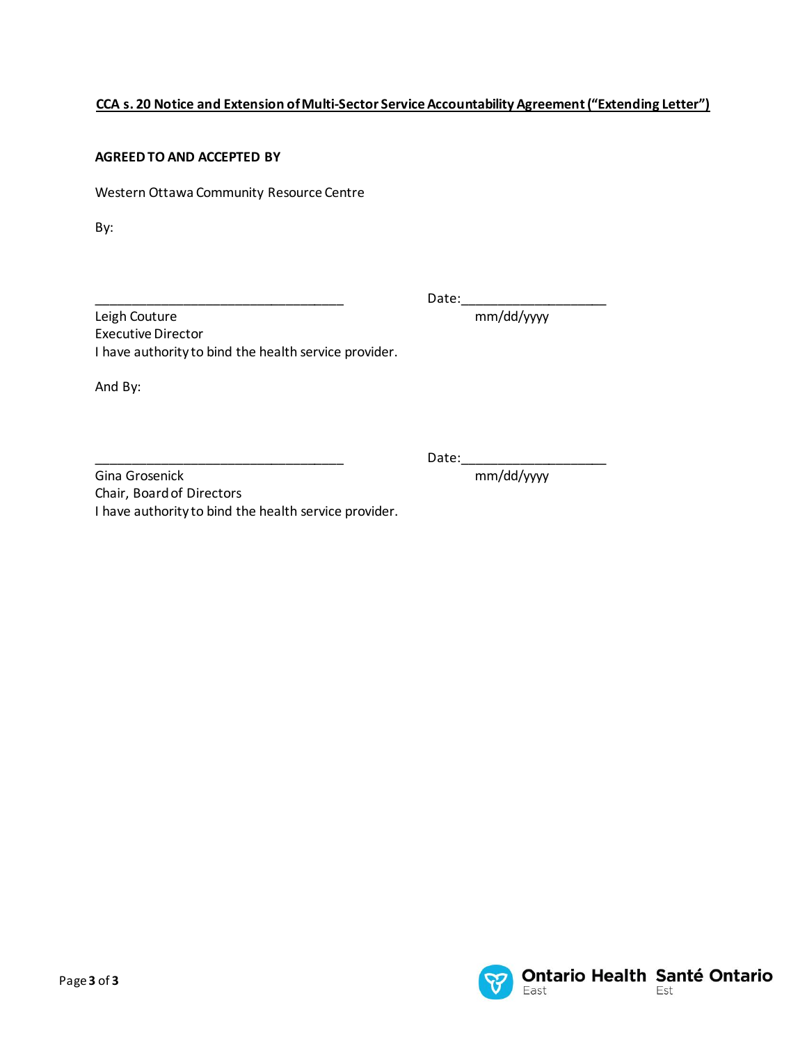**CCA s. 20 Notice and Extension of Multi-Sector Service Accountability Agreement ("Extending Letter")**

**AGREED TO AND ACCEPTED BY**

Western Ottawa Community Resource Centre

By:

\_\_\_\_\_\_\_\_\_\_\_\_\_\_\_\_\_\_\_\_\_\_\_\_\_\_\_\_\_\_\_\_\_\_\_ Date:\_\_\_\_\_\_\_\_\_\_\_\_\_\_\_\_\_\_\_\_

Leigh Couture mm/dd/yyyy

Executive Director

I have authority to bind the health service provider.

And By:

\_\_\_\_\_\_\_\_\_\_\_\_\_\_\_\_\_\_\_\_\_\_\_\_\_\_\_\_\_\_\_\_\_\_\_ Date:\_\_\_\_\_\_\_\_\_\_\_\_\_\_\_\_\_\_\_\_

Gina Grosenick mm/dd/yyyy

Chair, Board of Directors

I have authority to bind the health service provider.